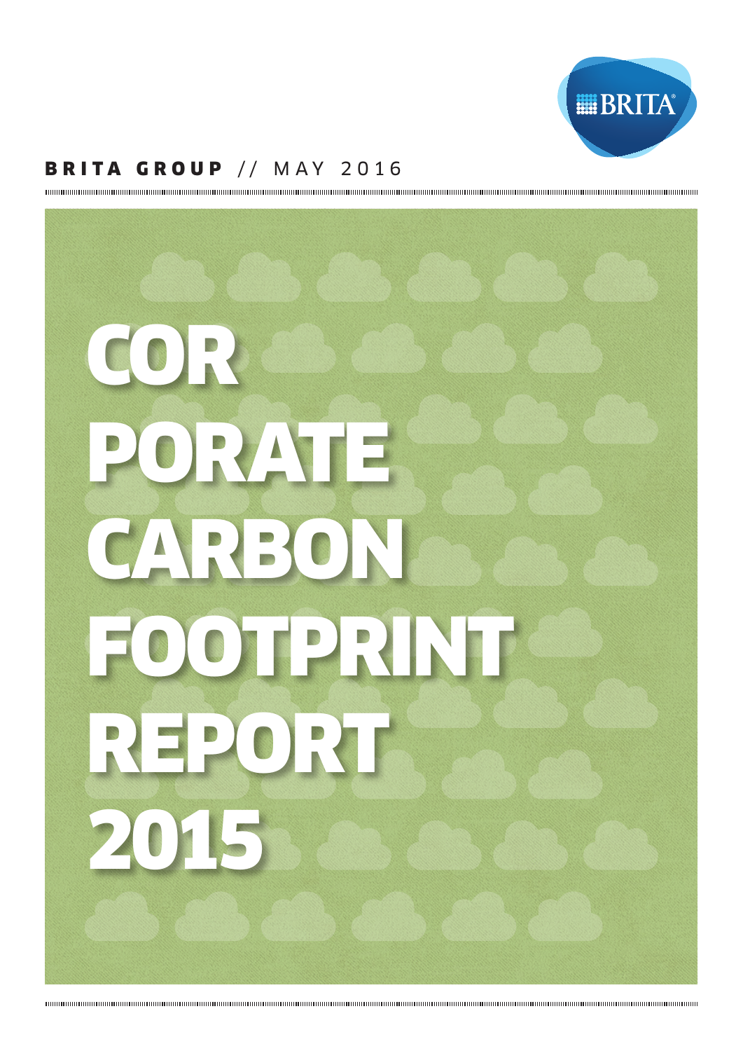BRITA

**BRITA GROUP** // MAY 2016

# COR PORATE CARBON FOOTPRINT REPORT 2015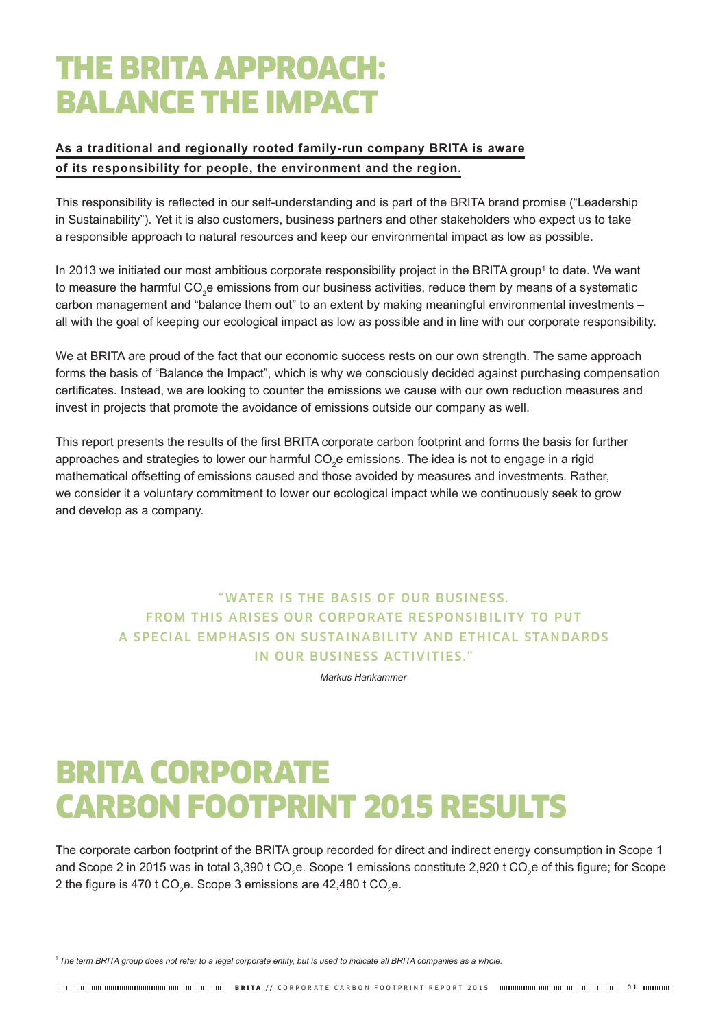# THE BRITA APPROACH: BALANCE THE IMPACT

**As a traditional and regionally rooted family-run company BRITA is aware of its responsibility for people, the environment and the region.**

This responsibility is reflected in our self-understanding and is part of the BRITA brand promise ("Leadership in Sustainability"). Yet it is also customers, business partners and other stakeholders who expect us to take a responsible approach to natural resources and keep our environmental impact as low as possible.

In 2013 we initiated our most ambitious corporate responsibility project in the BRITA group[1] to date. We want to measure the harmful $CO_2$e emissions from our business activities, reduce them by means of a systematic carbon management and "balance them out" to an extent by making meaningful environmental investments – all with the goal of keeping our ecological impact as low as possible and in line with our corporate responsibility.

We at BRITA are proud of the fact that our economic success rests on our own strength. The same approach forms the basis of "Balance the Impact", which is why we consciously decided against purchasing compensation certificates. Instead, we are looking to counter the emissions we cause with our own reduction measures and invest in projects that promote the avoidance of emissions outside our company as well.

This report presents the results of the first BRITA corporate carbon footprint and forms the basis for further approaches and strategies to lower our harmful $CO_2$e emissions. The idea is not to engage in a rigid mathematical offsetting of emissions caused and those avoided by measures and investments. Rather, we consider it a voluntary commitment to lower our ecological impact while we continuously seek to grow and develop as a company.

"WATER IS THE BASIS OF OUR BUSINESS. FROM THIS ARISES OUR CORPORATE RESPONSIBILITY TO PUT A SPECIAL EMPHASIS ON SUSTAINABILITY AND ETHICAL STANDARDS IN OUR BUSINESS ACTIVITIES."

*Markus Hankammer*

# BRITA CORPORATE CARBON FOOTPRINT 2015 RESULTS

The corporate carbon footprint of the BRITA group recorded for direct and indirect energy consumption in Scope 1 and Scope 2 in 2015 was in total 3,390 t $CO_2$e. Scope 1 emissions constitute 2,920 t $CO_2$e of this figure; for Scope 2 the figure is 470 t $CO_2$e. Scope 3 emissions are 42,480 t $CO_2$e.

[1] *The term BRITA group does not refer to a legal corporate entity, but is used to indicate all BRITA companies as a whole.*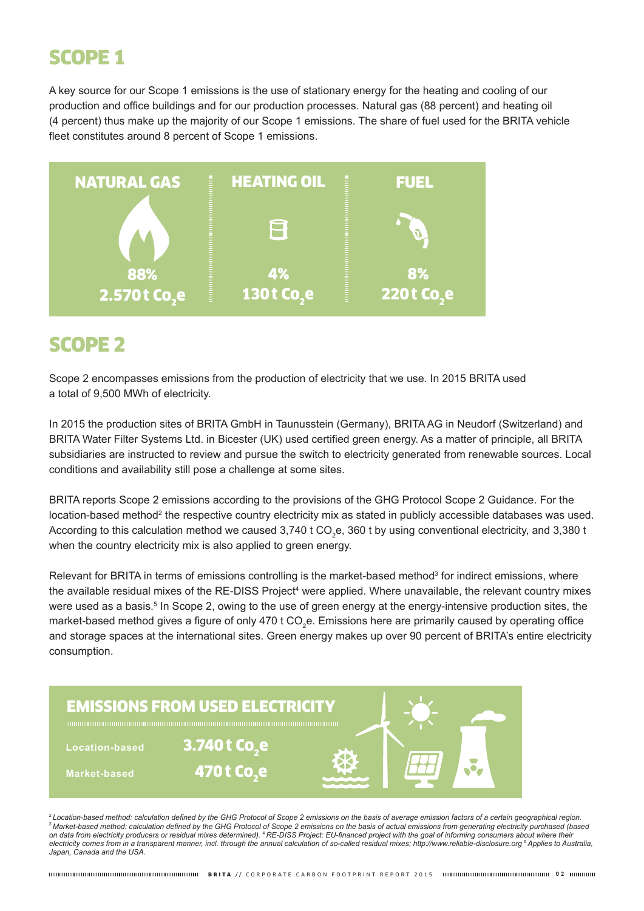## SCOPE 1

A key source for our Scope 1 emissions is the use of stationary energy for the heating and cooling of our production and office buildings and for our production processes. Natural gas (88 percent) and heating oil (4 percent) thus make up the majority of our Scope 1 emissions. The share of fuel used for the BRITA vehicle fleet constitutes around 8 percent of Scope 1 emissions.

| NATURAL GAS | HEATING OIL | FUEL |
|---|---|---|
| 88% | 4% | 8% |
| 2.570 t $CO_2e$ | 130 t $CO_2e$ | 220 t $CO_2e$ |

## SCOPE 2

Scope 2 encompasses emissions from the production of electricity that we use. In 2015 BRITA used a total of 9,500 MWh of electricity.

In 2015 the production sites of BRITA GmbH in Taunusstein (Germany), BRITA AG in Neudorf (Switzerland) and BRITA Water Filter Systems Ltd. in Bicester (UK) used certified green energy. As a matter of principle, all BRITA subsidiaries are instructed to review and pursue the switch to electricity generated from renewable sources. Local conditions and availability still pose a challenge at some sites.

BRITA reports Scope 2 emissions according to the provisions of the GHG Protocol Scope 2 Guidance. For the location-based method[2] the respective country electricity mix as stated in publicly accessible databases was used. According to this calculation method we caused 3,740 t $CO_2e$, 360 t by using conventional electricity, and 3,380 t when the country electricity mix is also applied to green energy.

Relevant for BRITA in terms of emissions controlling is the market-based method[3] for indirect emissions, where the available residual mixes of the RE-DISS Project[4] were applied. Where unavailable, the relevant country mixes were used as a basis.[5] In Scope 2, owing to the use of green energy at the energy-intensive production sites, the market-based method gives a figure of only 470 t $CO_2e$. Emissions here are primarily caused by operating office and storage spaces at the international sites. Green energy makes up over 90 percent of BRITA's entire electricity consumption.

**EMISSIONS FROM USED ELECTRICITY**

| | |
|---|---|
| Location-based | 3.740 t $CO_2e$ |
| Market-based | 470 t $CO_2e$ |

*[2] Location-based method: calculation defined by the GHG Protocol of Scope 2 emissions on the basis of average emission factors of a certain geographical region. [3] Market-based method: calculation defined by the GHG Protocol of Scope 2 emissions on the basis of actual emissions from generating electricity purchased (based on data from electricity producers or residual mixes determined). [4] RE-DISS Project: EU-financed project with the goal of informing consumers about where their electricity comes from in a transparent manner, incl. through the annual calculation of so-called residual mixes; http://www.reliable-disclosure.org [5] Applies to Australia, Japan, Canada and the USA.*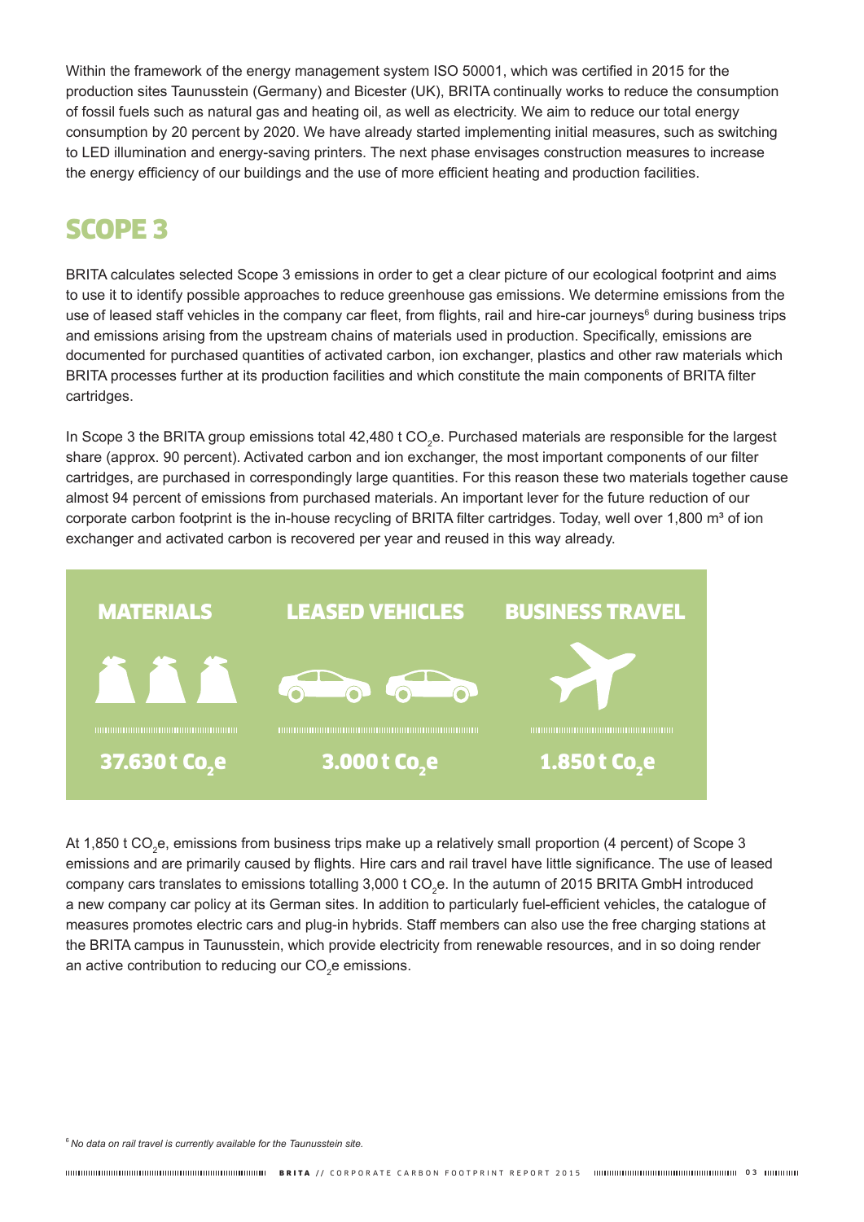Within the framework of the energy management system ISO 50001, which was certified in 2015 for the production sites Taunusstein (Germany) and Bicester (UK), BRITA continually works to reduce the consumption of fossil fuels such as natural gas and heating oil, as well as electricity. We aim to reduce our total energy consumption by 20 percent by 2020. We have already started implementing initial measures, such as switching to LED illumination and energy-saving printers. The next phase envisages construction measures to increase the energy efficiency of our buildings and the use of more efficient heating and production facilities.

## SCOPE 3

BRITA calculates selected Scope 3 emissions in order to get a clear picture of our ecological footprint and aims to use it to identify possible approaches to reduce greenhouse gas emissions. We determine emissions from the use of leased staff vehicles in the company car fleet, from flights, rail and hire-car journeys[6] during business trips and emissions arising from the upstream chains of materials used in production. Specifically, emissions are documented for purchased quantities of activated carbon, ion exchanger, plastics and other raw materials which BRITA processes further at its production facilities and which constitute the main components of BRITA filter cartridges.

In Scope 3 the BRITA group emissions total 42,480 t $CO_2$e. Purchased materials are responsible for the largest share (approx. 90 percent). Activated carbon and ion exchanger, the most important components of our filter cartridges, are purchased in correspondingly large quantities. For this reason these two materials together cause almost 94 percent of emissions from purchased materials. An important lever for the future reduction of our corporate carbon footprint is the in-house recycling of BRITA filter cartridges. Today, well over 1,800 m³ of ion exchanger and activated carbon is recovered per year and reused in this way already.

| MATERIALS | LEASED VEHICLES | BUSINESS TRAVEL |
|---|---|---|
| 37.630 t $CO_2$e | 3.000 t $CO_2$e | 1.850 t $CO_2$e |

At 1,850 t $CO_2$e, emissions from business trips make up a relatively small proportion (4 percent) of Scope 3 emissions and are primarily caused by flights. Hire cars and rail travel have little significance. The use of leased company cars translates to emissions totalling 3,000 t $CO_2$e. In the autumn of 2015 BRITA GmbH introduced a new company car policy at its German sites. In addition to particularly fuel-efficient vehicles, the catalogue of measures promotes electric cars and plug-in hybrids. Staff members can also use the free charging stations at the BRITA campus in Taunusstein, which provide electricity from renewable resources, and in so doing render an active contribution to reducing our $CO_2$e emissions.

[6] *No data on rail travel is currently available for the Taunusstein site.*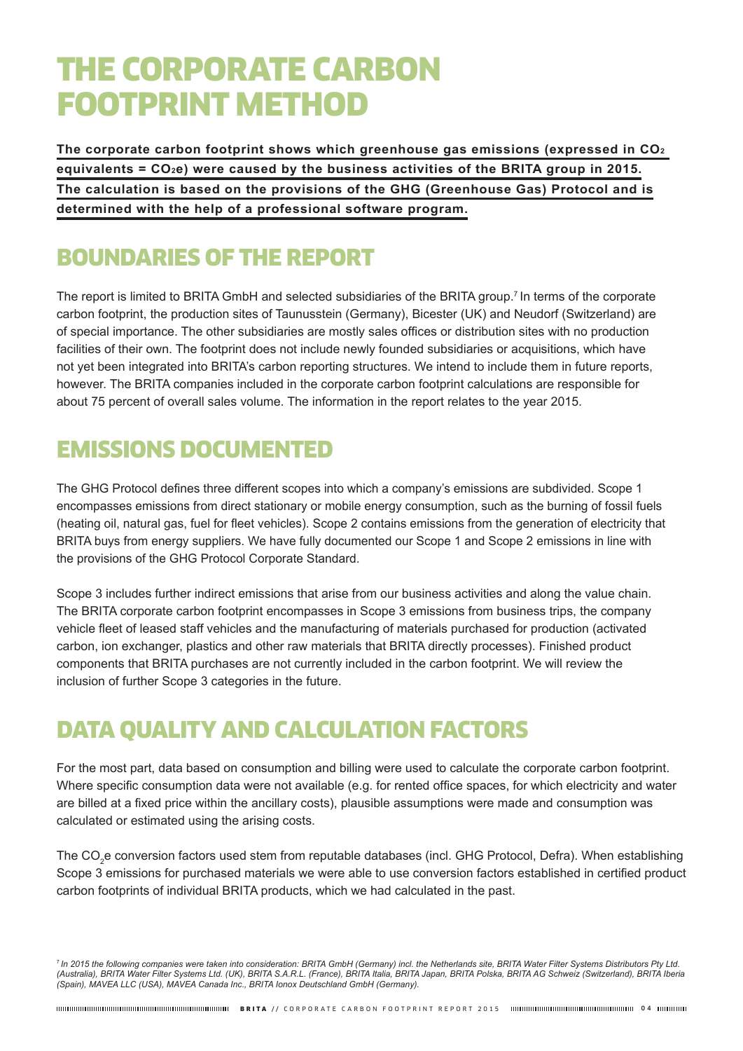# THE CORPORATE CARBON FOOTPRINT METHOD

**The corporate carbon footprint shows which greenhouse gas emissions (expressed in $CO_2$ equivalents = $CO_2e$) were caused by the business activities of the BRITA group in 2015. The calculation is based on the provisions of the GHG (Greenhouse Gas) Protocol and is determined with the help of a professional software program.**

## BOUNDARIES OF THE REPORT

The report is limited to BRITA GmbH and selected subsidiaries of the BRITA group.[7] In terms of the corporate carbon footprint, the production sites of Taunusstein (Germany), Bicester (UK) and Neudorf (Switzerland) are of special importance. The other subsidiaries are mostly sales offices or distribution sites with no production facilities of their own. The footprint does not include newly founded subsidiaries or acquisitions, which have not yet been integrated into BRITA's carbon reporting structures. We intend to include them in future reports, however. The BRITA companies included in the corporate carbon footprint calculations are responsible for about 75 percent of overall sales volume. The information in the report relates to the year 2015.

## EMISSIONS DOCUMENTED

The GHG Protocol defines three different scopes into which a company's emissions are subdivided. Scope 1 encompasses emissions from direct stationary or mobile energy consumption, such as the burning of fossil fuels (heating oil, natural gas, fuel for fleet vehicles). Scope 2 contains emissions from the generation of electricity that BRITA buys from energy suppliers. We have fully documented our Scope 1 and Scope 2 emissions in line with the provisions of the GHG Protocol Corporate Standard.

Scope 3 includes further indirect emissions that arise from our business activities and along the value chain. The BRITA corporate carbon footprint encompasses in Scope 3 emissions from business trips, the company vehicle fleet of leased staff vehicles and the manufacturing of materials purchased for production (activated carbon, ion exchanger, plastics and other raw materials that BRITA directly processes). Finished product components that BRITA purchases are not currently included in the carbon footprint. We will review the inclusion of further Scope 3 categories in the future.

## DATA QUALITY AND CALCULATION FACTORS

For the most part, data based on consumption and billing were used to calculate the corporate carbon footprint. Where specific consumption data were not available (e.g. for rented office spaces, for which electricity and water are billed at a fixed price within the ancillary costs), plausible assumptions were made and consumption was calculated or estimated using the arising costs.

The $CO_2e$ conversion factors used stem from reputable databases (incl. GHG Protocol, Defra). When establishing Scope 3 emissions for purchased materials we were able to use conversion factors established in certified product carbon footprints of individual BRITA products, which we had calculated in the past.

*[7] In 2015 the following companies were taken into consideration: BRITA GmbH (Germany) incl. the Netherlands site, BRITA Water Filter Systems Distributors Pty Ltd. (Australia), BRITA Water Filter Systems Ltd. (UK), BRITA S.A.R.L. (France), BRITA Italia, BRITA Japan, BRITA Polska, BRITA AG Schweiz (Switzerland), BRITA Iberia (Spain), MAVEA LLC (USA), MAVEA Canada Inc., BRITA Ionox Deutschland GmbH (Germany).*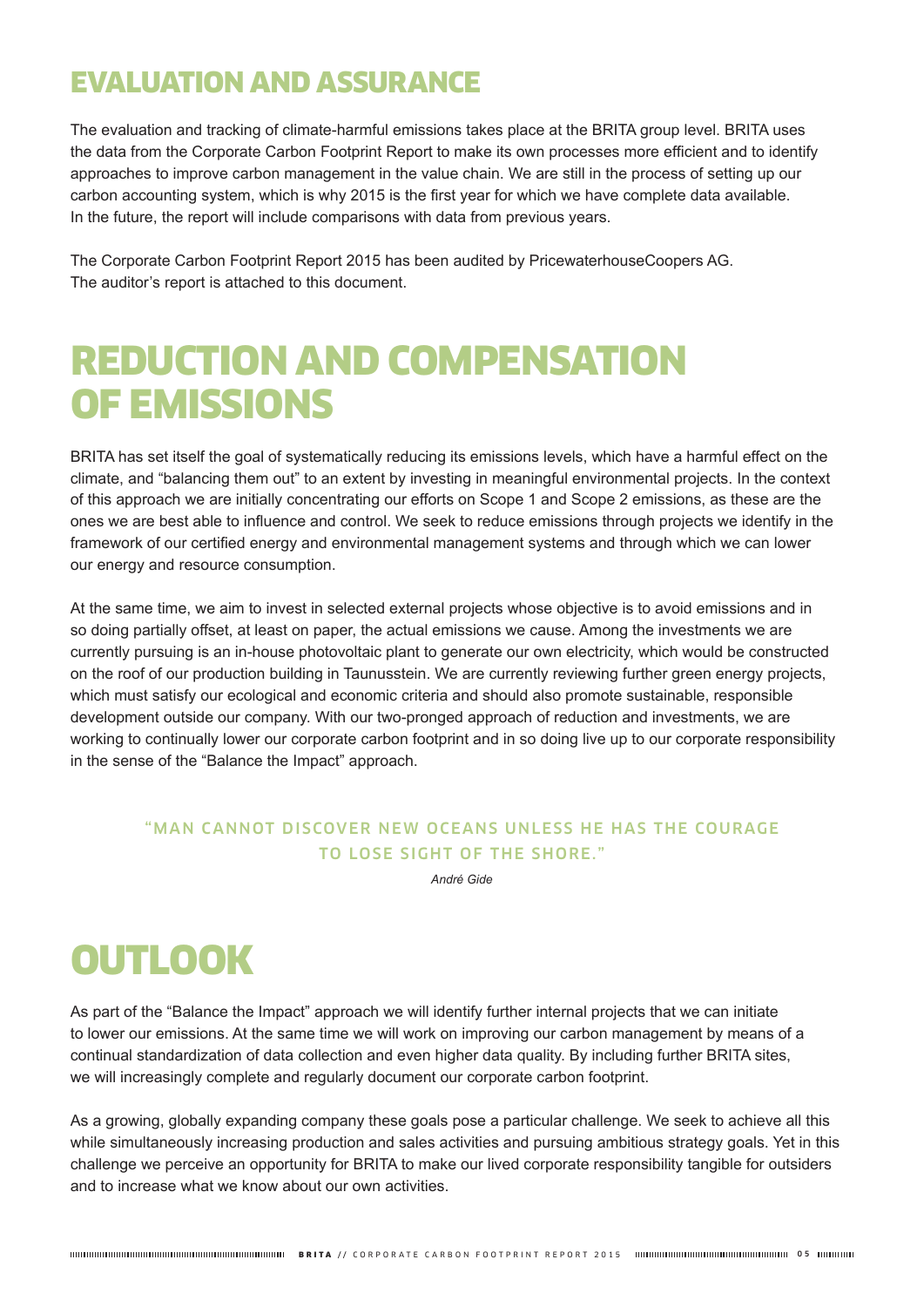## EVALUATION AND ASSURANCE

The evaluation and tracking of climate-harmful emissions takes place at the BRITA group level. BRITA uses the data from the Corporate Carbon Footprint Report to make its own processes more efficient and to identify approaches to improve carbon management in the value chain. We are still in the process of setting up our carbon accounting system, which is why 2015 is the first year for which we have complete data available. In the future, the report will include comparisons with data from previous years.

The Corporate Carbon Footprint Report 2015 has been audited by PricewaterhouseCoopers AG. The auditor's report is attached to this document.

# REDUCTION AND COMPENSATION OF EMISSIONS

BRITA has set itself the goal of systematically reducing its emissions levels, which have a harmful effect on the climate, and "balancing them out" to an extent by investing in meaningful environmental projects. In the context of this approach we are initially concentrating our efforts on Scope 1 and Scope 2 emissions, as these are the ones we are best able to influence and control. We seek to reduce emissions through projects we identify in the framework of our certified energy and environmental management systems and through which we can lower our energy and resource consumption.

At the same time, we aim to invest in selected external projects whose objective is to avoid emissions and in so doing partially offset, at least on paper, the actual emissions we cause. Among the investments we are currently pursuing is an in-house photovoltaic plant to generate our own electricity, which would be constructed on the roof of our production building in Taunusstein. We are currently reviewing further green energy projects, which must satisfy our ecological and economic criteria and should also promote sustainable, responsible development outside our company. With our two-pronged approach of reduction and investments, we are working to continually lower our corporate carbon footprint and in so doing live up to our corporate responsibility in the sense of the "Balance the Impact" approach.

> **"MAN CANNOT DISCOVER NEW OCEANS UNLESS HE HAS THE COURAGE TO LOSE SIGHT OF THE SHORE."**
>
> *André Gide*

# OUTLOOK

As part of the "Balance the Impact" approach we will identify further internal projects that we can initiate to lower our emissions. At the same time we will work on improving our carbon management by means of a continual standardization of data collection and even higher data quality. By including further BRITA sites, we will increasingly complete and regularly document our corporate carbon footprint.

As a growing, globally expanding company these goals pose a particular challenge. We seek to achieve all this while simultaneously increasing production and sales activities and pursuing ambitious strategy goals. Yet in this challenge we perceive an opportunity for BRITA to make our lived corporate responsibility tangible for outsiders and to increase what we know about our own activities.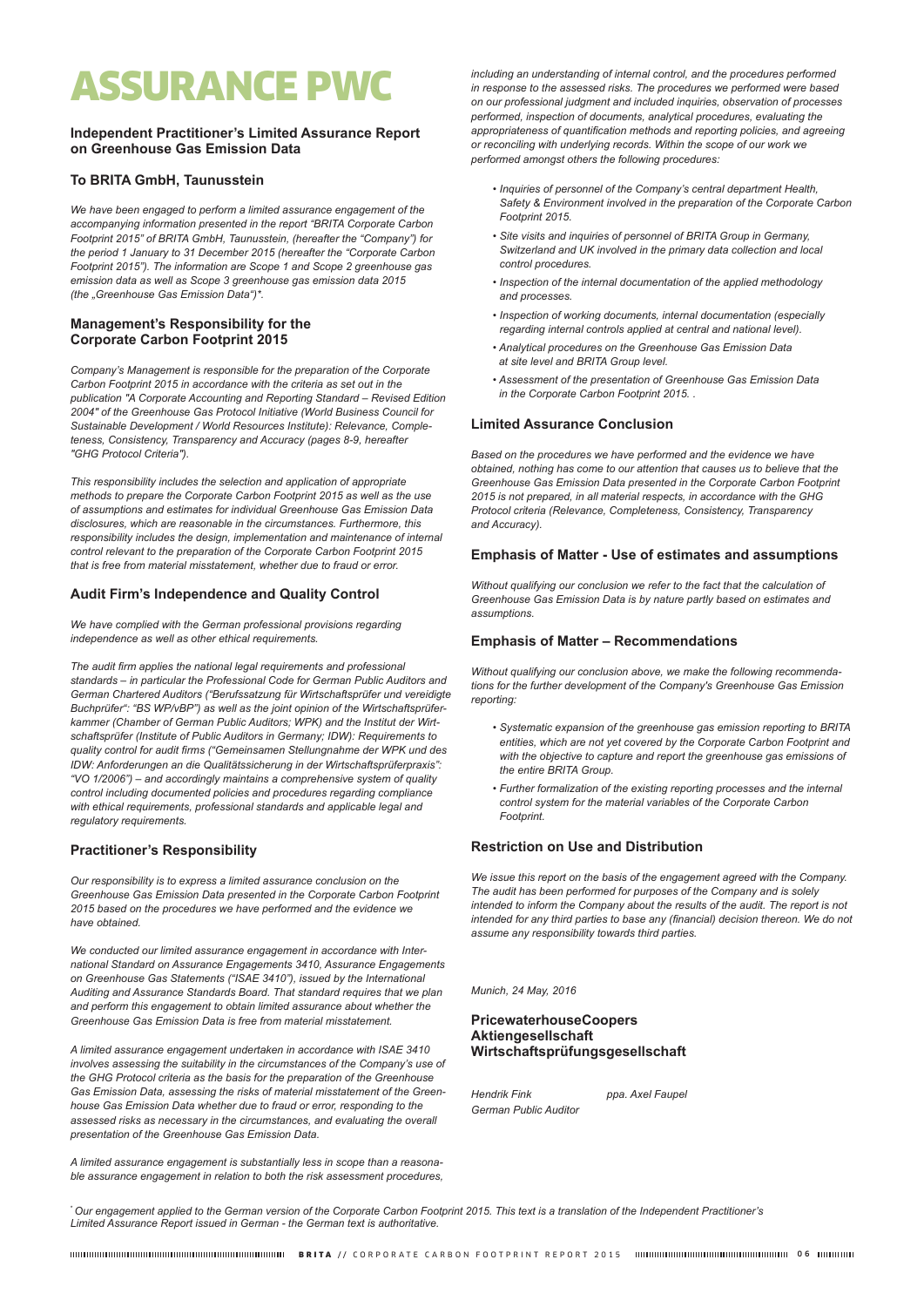# ASSURANCE PWC

## Independent Practitioner's Limited Assurance Report on Greenhouse Gas Emission Data

### To BRITA GmbH, Taunusstein

*We have been engaged to perform a limited assurance engagement of the accompanying information presented in the report "BRITA Corporate Carbon Footprint 2015" of BRITA GmbH, Taunusstein, (hereafter the "Company") for the period 1 January to 31 December 2015 (hereafter the "Corporate Carbon Footprint 2015"). The information are Scope 1 and Scope 2 greenhouse gas emission data as well as Scope 3 greenhouse gas emission data 2015 (the „Greenhouse Gas Emission Data")\*.*

### Management's Responsibility for the Corporate Carbon Footprint 2015

*Company's Management is responsible for the preparation of the Corporate Carbon Footprint 2015 in accordance with the criteria as set out in the publication "A Corporate Accounting and Reporting Standard – Revised Edition 2004" of the Greenhouse Gas Protocol Initiative (World Business Council for Sustainable Development / World Resources Institute): Relevance, Completeness, Consistency, Transparency and Accuracy (pages 8-9, hereafter "GHG Protocol Criteria").*

*This responsibility includes the selection and application of appropriate methods to prepare the Corporate Carbon Footprint 2015 as well as the use of assumptions and estimates for individual Greenhouse Gas Emission Data disclosures, which are reasonable in the circumstances. Furthermore, this responsibility includes the design, implementation and maintenance of internal control relevant to the preparation of the Corporate Carbon Footprint 2015 that is free from material misstatement, whether due to fraud or error.*

### Audit Firm's Independence and Quality Control

*We have complied with the German professional provisions regarding independence as well as other ethical requirements.*

*The audit firm applies the national legal requirements and professional standards – in particular the Professional Code for German Public Auditors and German Chartered Auditors ("Berufssatzung für Wirtschaftsprüfer und vereidigte Buchprüfer": "BS WP/vBP") as well as the joint opinion of the Wirtschaftsprüferkammer (Chamber of German Public Auditors; WPK) and the Institut der Wirtschaftsprüfer (Institute of Public Auditors in Germany; IDW): Requirements to quality control for audit firms ("Gemeinsamen Stellungnahme der WPK und des IDW: Anforderungen an die Qualitätssicherung in der Wirtschaftsprüferpraxis": "VO 1/2006") – and accordingly maintains a comprehensive system of quality control including documented policies and procedures regarding compliance with ethical requirements, professional standards and applicable legal and regulatory requirements.*

### Practitioner's Responsibility

*Our responsibility is to express a limited assurance conclusion on the Greenhouse Gas Emission Data presented in the Corporate Carbon Footprint 2015 based on the procedures we have performed and the evidence we have obtained.*

*We conducted our limited assurance engagement in accordance with International Standard on Assurance Engagements 3410, Assurance Engagements on Greenhouse Gas Statements ("ISAE 3410"), issued by the International Auditing and Assurance Standards Board. That standard requires that we plan and perform this engagement to obtain limited assurance about whether the Greenhouse Gas Emission Data is free from material misstatement.*

*A limited assurance engagement undertaken in accordance with ISAE 3410 involves assessing the suitability in the circumstances of the Company's use of the GHG Protocol criteria as the basis for the preparation of the Greenhouse Gas Emission Data, assessing the risks of material misstatement of the Greenhouse Gas Emission Data whether due to fraud or error, responding to the assessed risks as necessary in the circumstances, and evaluating the overall presentation of the Greenhouse Gas Emission Data.*

*A limited assurance engagement is substantially less in scope than a reasonable assurance engagement in relation to both the risk assessment procedures, including an understanding of internal control, and the procedures performed in response to the assessed risks. The procedures we performed were based on our professional judgment and included inquiries, observation of processes performed, inspection of documents, analytical procedures, evaluating the appropriateness of quantification methods and reporting policies, and agreeing or reconciling with underlying records. Within the scope of our work we performed amongst others the following procedures:*

- *Inquiries of personnel of the Company's central department Health, Safety & Environment involved in the preparation of the Corporate Carbon Footprint 2015.*
- *Site visits and inquiries of personnel of BRITA Group in Germany, Switzerland and UK involved in the primary data collection and local control procedures.*
- *Inspection of the internal documentation of the applied methodology and processes.*
- *Inspection of working documents, internal documentation (especially regarding internal controls applied at central and national level).*
- *Analytical procedures on the Greenhouse Gas Emission Data at site level and BRITA Group level.*
- *Assessment of the presentation of Greenhouse Gas Emission Data in the Corporate Carbon Footprint 2015. .*

### Limited Assurance Conclusion

*Based on the procedures we have performed and the evidence we have obtained, nothing has come to our attention that causes us to believe that the Greenhouse Gas Emission Data presented in the Corporate Carbon Footprint 2015 is not prepared, in all material respects, in accordance with the GHG Protocol criteria (Relevance, Completeness, Consistency, Transparency and Accuracy).*

### Emphasis of Matter - Use of estimates and assumptions

*Without qualifying our conclusion we refer to the fact that the calculation of Greenhouse Gas Emission Data is by nature partly based on estimates and assumptions.*

### Emphasis of Matter – Recommendations

*Without qualifying our conclusion above, we make the following recommendations for the further development of the Company's Greenhouse Gas Emission reporting:*

- *Systematic expansion of the greenhouse gas emission reporting to BRITA entities, which are not yet covered by the Corporate Carbon Footprint and with the objective to capture and report the greenhouse gas emissions of the entire BRITA Group.*
- *Further formalization of the existing reporting processes and the internal control system for the material variables of the Corporate Carbon Footprint.*

### Restriction on Use and Distribution

*We issue this report on the basis of the engagement agreed with the Company. The audit has been performed for purposes of the Company and is solely intended to inform the Company about the results of the audit. The report is not intended for any third parties to base any (financial) decision thereon. We do not assume any responsibility towards third parties.*

*Munich, 24 May, 2016*

**PricewaterhouseCoopers Aktiengesellschaft Wirtschaftsprüfungsgesellschaft**

*Hendrik Fink*
*German Public Auditor*

*ppa. Axel Faupel*

\* *Our engagement applied to the German version of the Corporate Carbon Footprint 2015. This text is a translation of the Independent Practitioner's Limited Assurance Report issued in German - the German text is authoritative.*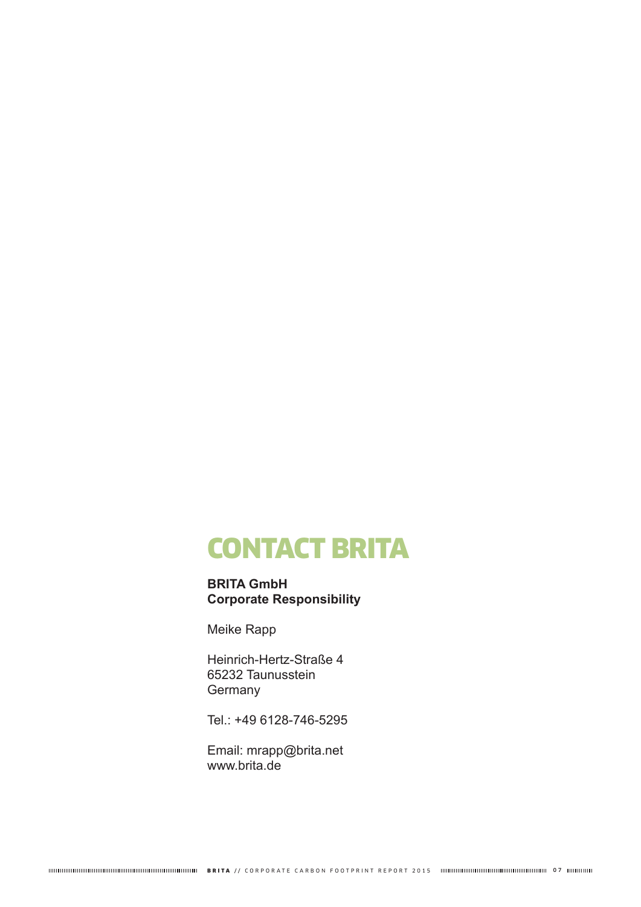# CONTACT BRITA

**BRITA GmbH**
**Corporate Responsibility**

Meike Rapp

Heinrich-Hertz-Straße 4
65232 Taunusstein
Germany

Tel.: +49 6128-746-5295

Email: mrapp@brita.net
www.brita.de